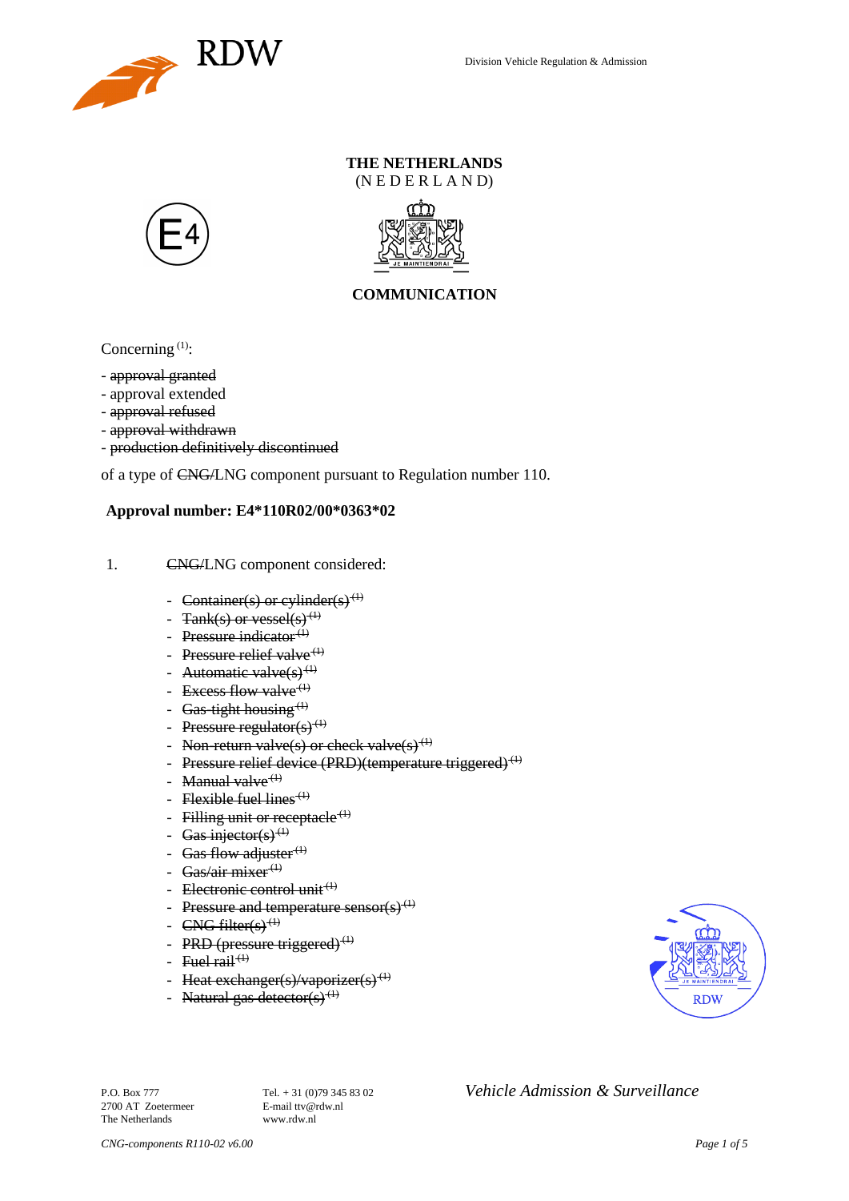Division Vehicle Regulation & Admission

**THE NETHERLANDS**
(N E D E R L A N D)

E4

**COMMUNICATION**

Concerning [(1)]:

- ~~approval granted~~
- approval extended
- ~~approval refused~~
- ~~approval withdrawn~~
- ~~production definitively discontinued~~

of a type of ~~CNG/~~LNG component pursuant to Regulation number 110.

**Approval number: E4*110R02/00*0363*02**

1. ~~CNG/~~LNG component considered:

   - ~~Container(s) or cylinder(s) [(1)]~~
   - ~~Tank(s) or vessel(s) [(1)]~~
   - ~~Pressure indicator [(1)]~~
   - ~~Pressure relief valve [(1)]~~
   - ~~Automatic valve(s) [(1)]~~
   - ~~Excess flow valve [(1)]~~
   - ~~Gas-tight housing [(1)]~~
   - ~~Pressure regulator(s) [(1)]~~
   - ~~Non-return valve(s) or check valve(s) [(1)]~~
   - ~~Pressure relief device (PRD)(temperature triggered) [(1)]~~
   - ~~Manual valve [(1)]~~
   - ~~Flexible fuel lines [(1)]~~
   - ~~Filling unit or receptacle [(1)]~~
   - ~~Gas injector(s) [(1)]~~
   - ~~Gas flow adjuster [(1)]~~
   - ~~Gas/air mixer [(1)]~~
   - ~~Electronic control unit [(1)]~~
   - ~~Pressure and temperature sensor(s) [(1)]~~
   - ~~CNG filter(s) [(1)]~~
   - ~~PRD (pressure triggered) [(1)]~~
   - ~~Fuel rail [(1)]~~
   - ~~Heat exchanger(s)/vaporizer(s) [(1)]~~
   - ~~Natural gas detector(s) [(1)]~~

P.O. Box 777
2700 AT Zoetermeer
The Netherlands

Tel. + 31 (0)79 345 83 02
E-mail ttv@rdw.nl
www.rdw.nl

*Vehicle Admission & Surveillance*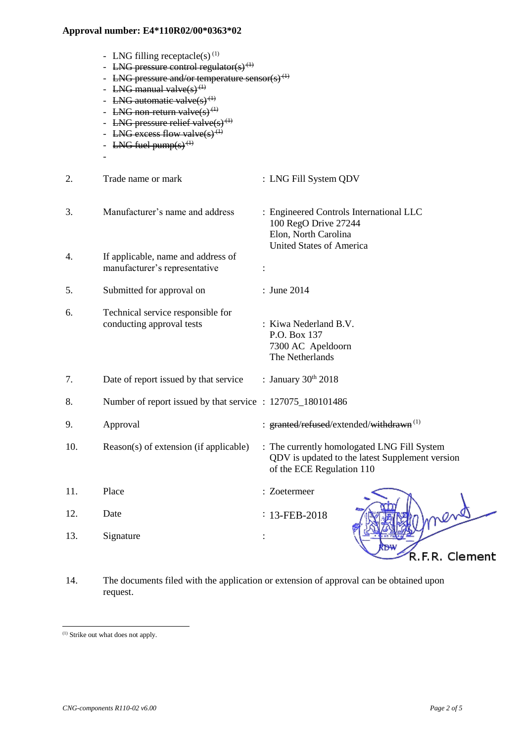**Approval number: E4*110R02/00*0363*02**

- LNG filling receptacle(s) [(1)]
- ~~LNG pressure control regulator(s)~~ [(1)]
- ~~LNG pressure and/or temperature sensor(s)~~ [(1)]
- ~~LNG manual valve(s)~~ [(1)]
- ~~LNG automatic valve(s)~~ [(1)]
- ~~LNG non-return valve(s)~~ [(1)]
- ~~LNG pressure relief valve(s)~~ [(1)]
- ~~LNG excess flow valve(s)~~ [(1)]
- ~~LNG fuel pump(s)~~ [(1)]
-

| | | |
|---|---|---|
| 2. | Trade name or mark | : LNG Fill System QDV |
| 3. | Manufacturer's name and address | : Engineered Controls International LLC<br>100 RegO Drive 27244<br>Elon, North Carolina<br>United States of America |
| 4. | If applicable, name and address of manufacturer's representative | : |
| 5. | Submitted for approval on | : June 2014 |
| 6. | Technical service responsible for conducting approval tests | : Kiwa Nederland B.V.<br>P.O. Box 137<br>7300 AC Apeldoorn<br>The Netherlands |
| 7. | Date of report issued by that service | : January 30th 2018 |
| 8. | Number of report issued by that service | : 127075_180101486 |
| 9. | Approval | : ~~granted~~/~~refused~~/extended/~~withdrawn~~ [(1)] |
| 10. | Reason(s) of extension (if applicable) | : The currently homologated LNG Fill System QDV is updated to the latest Supplement version of the ECE Regulation 110 |
| 11. | Place | : Zoetermeer |
| 12. | Date | : 13-FEB-2018 |
| 13. | Signature | : R.F.R. Clement |

14. The documents filed with the application or extension of approval can be obtained upon request.

---

(1) Strike out what does not apply.

*CNG-components R110-02 v6.00*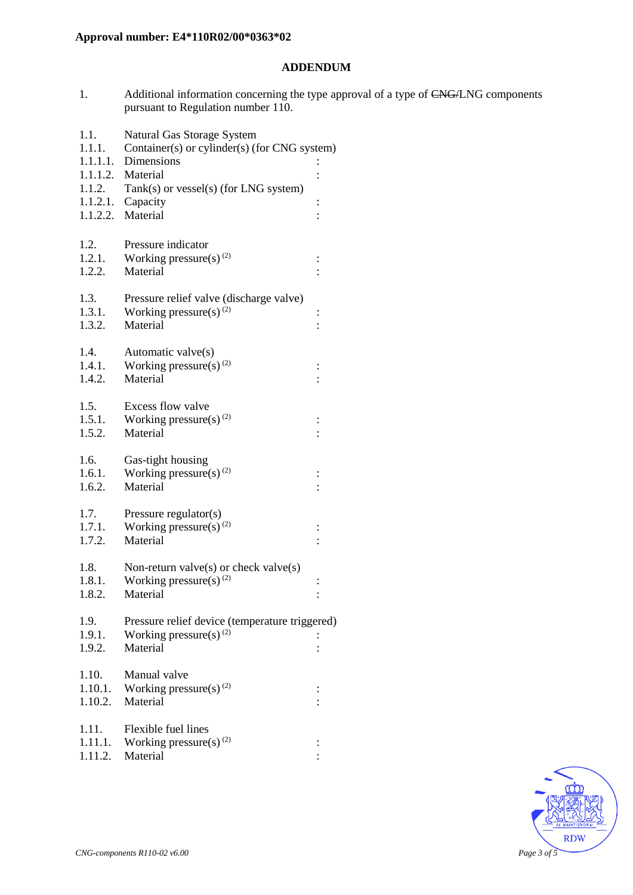**Approval number: E4*110R02/00*0363*02**

**ADDENDUM**

1. Additional information concerning the type approval of a type of ~~CNG/~~LNG components pursuant to Regulation number 110.

| | | |
|---|---|---|
| 1.1. | Natural Gas Storage System | |
| 1.1.1. | Container(s) or cylinder(s) (for CNG system) | |
| 1.1.1.1. | Dimensions | : |
| 1.1.1.2. | Material | : |
| 1.1.2. | Tank(s) or vessel(s) (for LNG system) | |
| 1.1.2.1. | Capacity | : |
| 1.1.2.2. | Material | : |
| 1.2. | Pressure indicator | |
| 1.2.1. | Working pressure(s) (2) | : |
| 1.2.2. | Material | : |
| 1.3. | Pressure relief valve (discharge valve) | |
| 1.3.1. | Working pressure(s) (2) | : |
| 1.3.2. | Material | : |
| 1.4. | Automatic valve(s) | |
| 1.4.1. | Working pressure(s) (2) | : |
| 1.4.2. | Material | : |
| 1.5. | Excess flow valve | |
| 1.5.1. | Working pressure(s) (2) | : |
| 1.5.2. | Material | : |
| 1.6. | Gas-tight housing | |
| 1.6.1. | Working pressure(s) (2) | : |
| 1.6.2. | Material | : |
| 1.7. | Pressure regulator(s) | |
| 1.7.1. | Working pressure(s) (2) | : |
| 1.7.2. | Material | : |
| 1.8. | Non-return valve(s) or check valve(s) | |
| 1.8.1. | Working pressure(s) (2) | : |
| 1.8.2. | Material | : |
| 1.9. | Pressure relief device (temperature triggered) | |
| 1.9.1. | Working pressure(s) (2) | : |
| 1.9.2. | Material | : |
| 1.10. | Manual valve | |
| 1.10.1. | Working pressure(s) (2) | : |
| 1.10.2. | Material | : |
| 1.11. | Flexible fuel lines | |
| 1.11.1. | Working pressure(s) (2) | : |
| 1.11.2. | Material | : |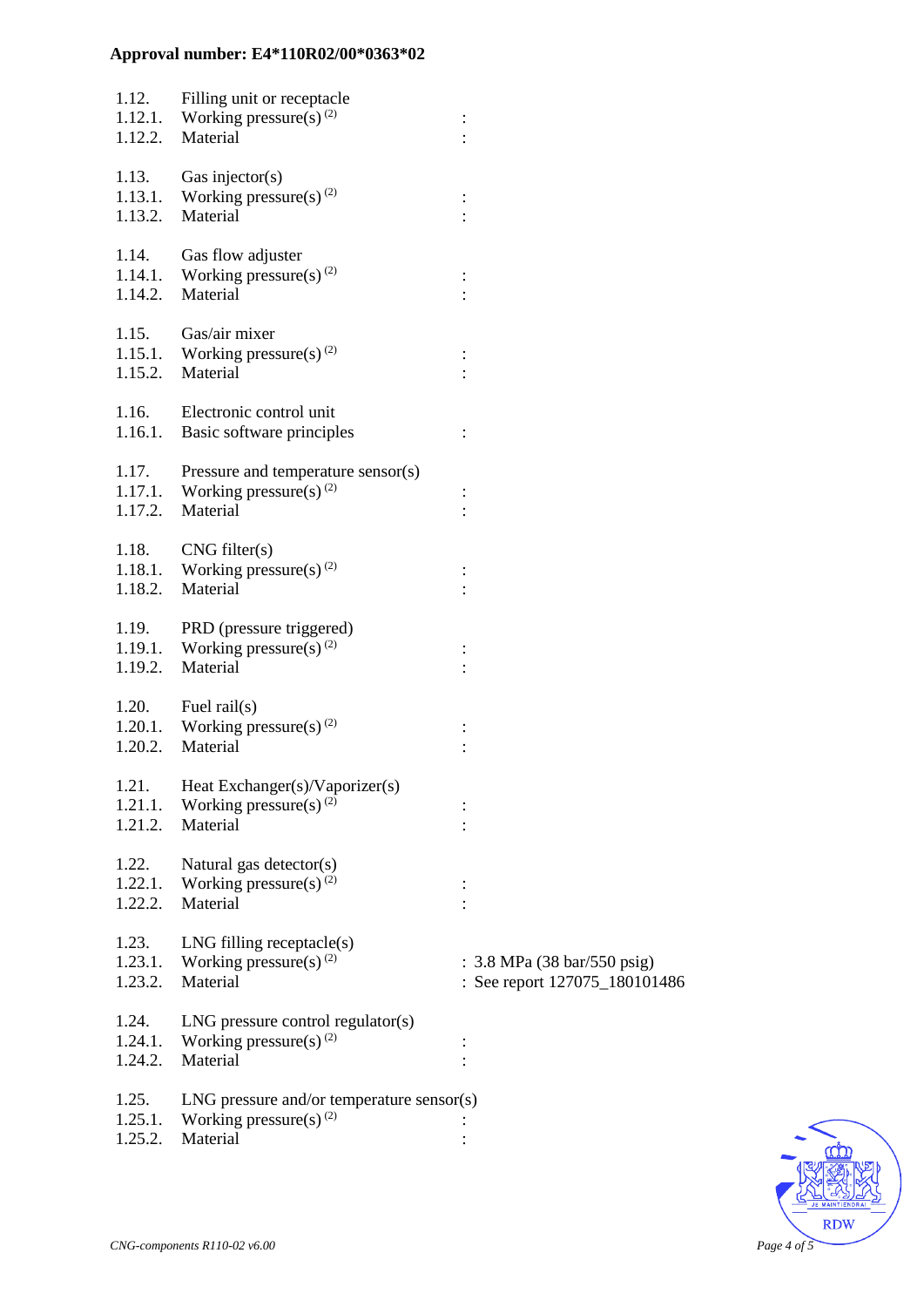**Approval number: E4*110R02/00*0363*02**

| | | |
|---|---|---|
| 1.12. | Filling unit or receptacle | |
| 1.12.1. | Working pressure(s) (2) | : |
| 1.12.2. | Material | : |
| | | |
| 1.13. | Gas injector(s) | |
| 1.13.1. | Working pressure(s) (2) | : |
| 1.13.2. | Material | : |
| | | |
| 1.14. | Gas flow adjuster | |
| 1.14.1. | Working pressure(s) (2) | : |
| 1.14.2. | Material | : |
| | | |
| 1.15. | Gas/air mixer | |
| 1.15.1. | Working pressure(s) (2) | : |
| 1.15.2. | Material | : |
| | | |
| 1.16. | Electronic control unit | |
| 1.16.1. | Basic software principles | : |
| | | |
| 1.17. | Pressure and temperature sensor(s) | |
| 1.17.1. | Working pressure(s) (2) | : |
| 1.17.2. | Material | : |
| | | |
| 1.18. | CNG filter(s) | |
| 1.18.1. | Working pressure(s) (2) | : |
| 1.18.2. | Material | : |
| | | |
| 1.19. | PRD (pressure triggered) | |
| 1.19.1. | Working pressure(s) (2) | : |
| 1.19.2. | Material | : |
| | | |
| 1.20. | Fuel rail(s) | |
| 1.20.1. | Working pressure(s) (2) | : |
| 1.20.2. | Material | : |
| | | |
| 1.21. | Heat Exchanger(s)/Vaporizer(s) | |
| 1.21.1. | Working pressure(s) (2) | : |
| 1.21.2. | Material | : |
| | | |
| 1.22. | Natural gas detector(s) | |
| 1.22.1. | Working pressure(s) (2) | : |
| 1.22.2. | Material | : |
| | | |
| 1.23. | LNG filling receptacle(s) | |
| 1.23.1. | Working pressure(s) (2) | : 3.8 MPa (38 bar/550 psig) |
| 1.23.2. | Material | : See report 127075_180101486 |
| | | |
| 1.24. | LNG pressure control regulator(s) | |
| 1.24.1. | Working pressure(s) (2) | : |
| 1.24.2. | Material | : |
| | | |
| 1.25. | LNG pressure and/or temperature sensor(s) | |
| 1.25.1. | Working pressure(s) (2) | : |
| 1.25.2. | Material | : |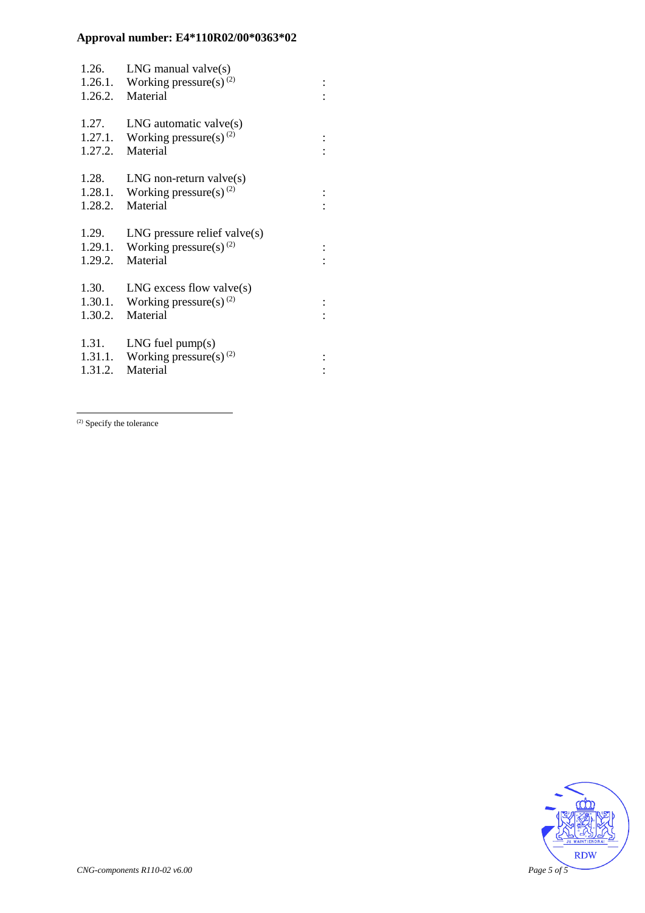**Approval number: E4*110R02/00*0363*02**

| | | |
|---|---|---|
| 1.26. | LNG manual valve(s) | |
| 1.26.1. | Working pressure(s) [(2)] | : |
| 1.26.2. | Material | : |
| | | |
| 1.27. | LNG automatic valve(s) | |
| 1.27.1. | Working pressure(s) [(2)] | : |
| 1.27.2. | Material | : |
| | | |
| 1.28. | LNG non-return valve(s) | |
| 1.28.1. | Working pressure(s) [(2)] | : |
| 1.28.2. | Material | : |
| | | |
| 1.29. | LNG pressure relief valve(s) | |
| 1.29.1. | Working pressure(s) [(2)] | : |
| 1.29.2. | Material | : |
| | | |
| 1.30. | LNG excess flow valve(s) | |
| 1.30.1. | Working pressure(s) [(2)] | : |
| 1.30.2. | Material | : |
| | | |
| 1.31. | LNG fuel pump(s) | |
| 1.31.1. | Working pressure(s) [(2)] | : |
| 1.31.2. | Material | : |

---

[(2)] Specify the tolerance

*CNG-components R110-02 v6.00*